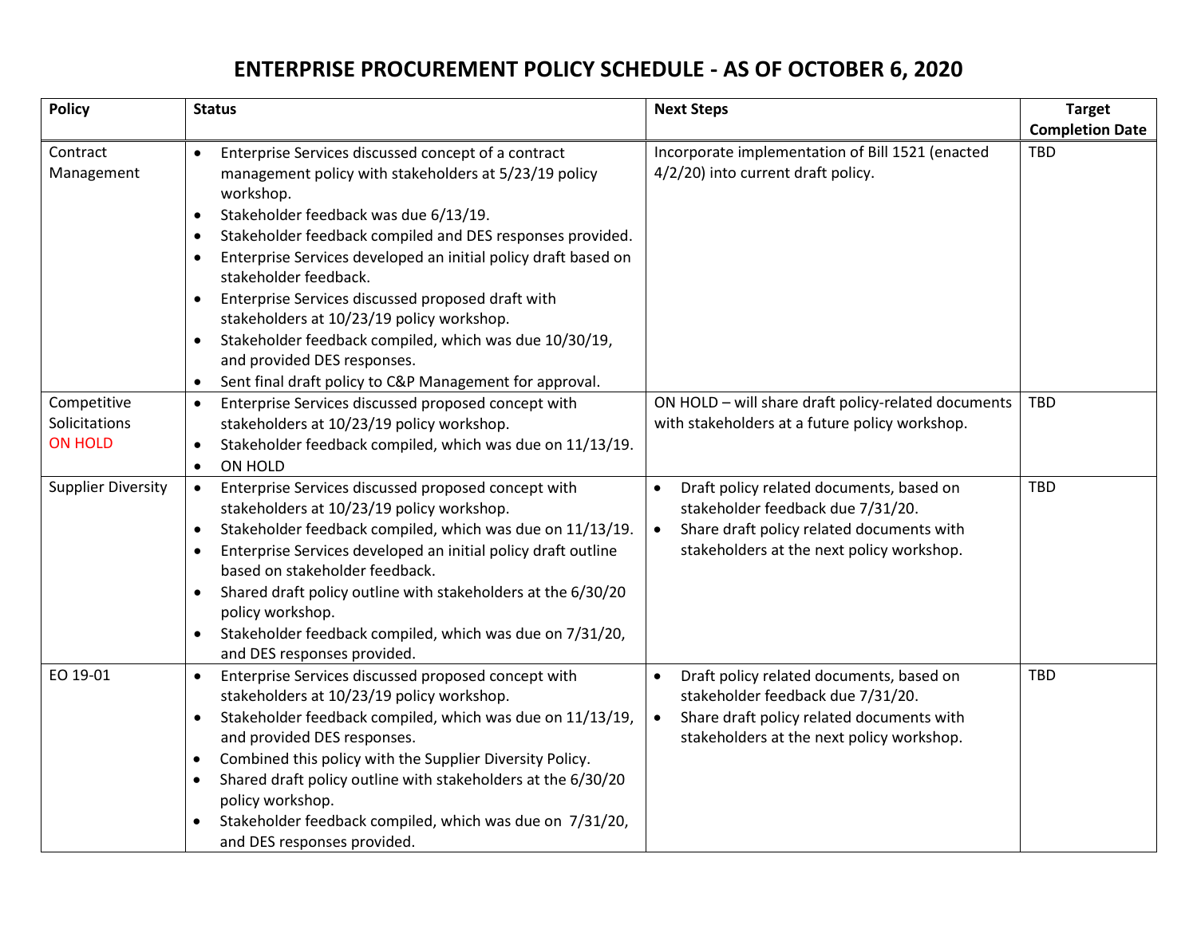# ENTERPRISE PROCUREMENT POLICY SCHEDULE - AS OF OCTOBER 6, 2020

| Policy | Status | Next Steps | Target Completion Date |
|---|---|---|---|
| Contract Management | • Enterprise Services discussed concept of a contract management policy with stakeholders at 5/23/19 policy workshop.<br>• Stakeholder feedback was due 6/13/19.<br>• Stakeholder feedback compiled and DES responses provided.<br>• Enterprise Services developed an initial policy draft based on stakeholder feedback.<br>• Enterprise Services discussed proposed draft with stakeholders at 10/23/19 policy workshop.<br>• Stakeholder feedback compiled, which was due 10/30/19, and provided DES responses.<br>• Sent final draft policy to C&P Management for approval. | Incorporate implementation of Bill 1521 (enacted 4/2/20) into current draft policy. | TBD |
| Competitive Solicitations<br>ON HOLD | • Enterprise Services discussed proposed concept with stakeholders at 10/23/19 policy workshop.<br>• Stakeholder feedback compiled, which was due on 11/13/19.<br>• ON HOLD | ON HOLD – will share draft policy-related documents with stakeholders at a future policy workshop. | TBD |
| Supplier Diversity | • Enterprise Services discussed proposed concept with stakeholders at 10/23/19 policy workshop.<br>• Stakeholder feedback compiled, which was due on 11/13/19.<br>• Enterprise Services developed an initial policy draft outline based on stakeholder feedback.<br>• Shared draft policy outline with stakeholders at the 6/30/20 policy workshop.<br>• Stakeholder feedback compiled, which was due on 7/31/20, and DES responses provided. | • Draft policy related documents, based on stakeholder feedback due 7/31/20.<br>• Share draft policy related documents with stakeholders at the next policy workshop. | TBD |
| EO 19-01 | • Enterprise Services discussed proposed concept with stakeholders at 10/23/19 policy workshop.<br>• Stakeholder feedback compiled, which was due on 11/13/19, and provided DES responses.<br>• Combined this policy with the Supplier Diversity Policy.<br>• Shared draft policy outline with stakeholders at the 6/30/20 policy workshop.<br>• Stakeholder feedback compiled, which was due on 7/31/20, and DES responses provided. | • Draft policy related documents, based on stakeholder feedback due 7/31/20.<br>• Share draft policy related documents with stakeholders at the next policy workshop. | TBD |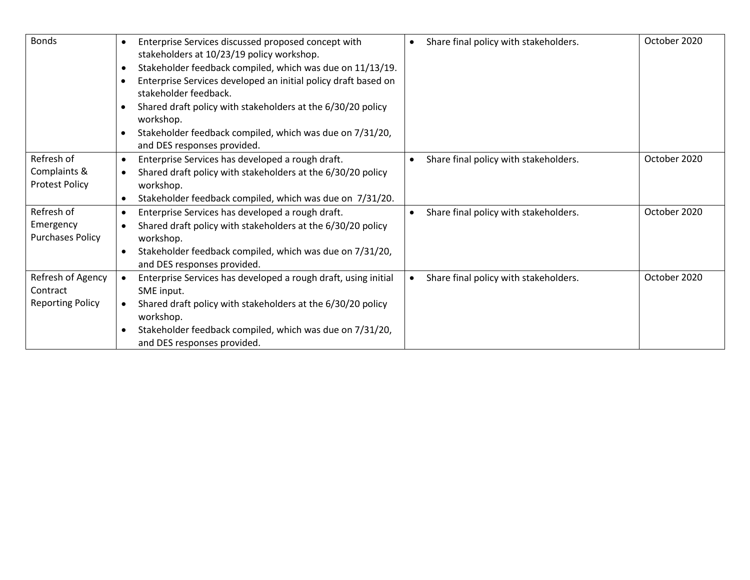| | | | |
|---|---|---|---|
| Bonds | • Enterprise Services discussed proposed concept with stakeholders at 10/23/19 policy workshop.<br>• Stakeholder feedback compiled, which was due on 11/13/19.<br>• Enterprise Services developed an initial policy draft based on stakeholder feedback.<br>• Shared draft policy with stakeholders at the 6/30/20 policy workshop.<br>• Stakeholder feedback compiled, which was due on 7/31/20, and DES responses provided. | • Share final policy with stakeholders. | October 2020 |
| Refresh of Complaints & Protest Policy | • Enterprise Services has developed a rough draft.<br>• Shared draft policy with stakeholders at the 6/30/20 policy workshop.<br>• Stakeholder feedback compiled, which was due on 7/31/20. | • Share final policy with stakeholders. | October 2020 |
| Refresh of Emergency Purchases Policy | • Enterprise Services has developed a rough draft.<br>• Shared draft policy with stakeholders at the 6/30/20 policy workshop.<br>• Stakeholder feedback compiled, which was due on 7/31/20, and DES responses provided. | • Share final policy with stakeholders. | October 2020 |
| Refresh of Agency Contract Reporting Policy | • Enterprise Services has developed a rough draft, using initial SME input.<br>• Shared draft policy with stakeholders at the 6/30/20 policy workshop.<br>• Stakeholder feedback compiled, which was due on 7/31/20, and DES responses provided. | • Share final policy with stakeholders. | October 2020 |